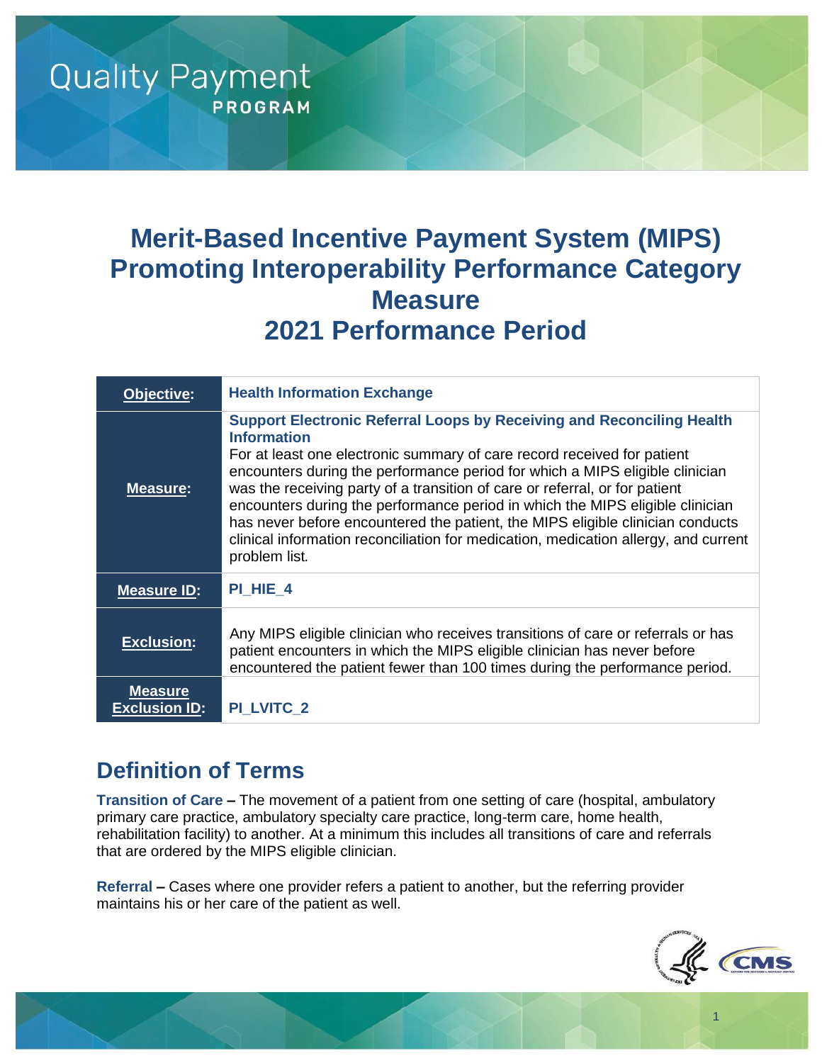Quality Payment PROGRAM

# Merit-Based Incentive Payment System (MIPS) Promoting Interoperability Performance Category Measure 2021 Performance Period

| **Objective:** | **Health Information Exchange** |
|---|---|
| **Measure:** | **Support Electronic Referral Loops by Receiving and Reconciling Health Information**<br>For at least one electronic summary of care record received for patient encounters during the performance period for which a MIPS eligible clinician was the receiving party of a transition of care or referral, or for patient encounters during the performance period in which the MIPS eligible clinician has never before encountered the patient, the MIPS eligible clinician conducts clinical information reconciliation for medication, medication allergy, and current problem list. |
| **Measure ID:** | **PI_HIE_4** |
| **Exclusion:** | Any MIPS eligible clinician who receives transitions of care or referrals or has patient encounters in which the MIPS eligible clinician has never before encountered the patient fewer than 100 times during the performance period. |
| **Measure Exclusion ID:** | **PI_LVITC_2** |

## Definition of Terms

**Transition of Care –** The movement of a patient from one setting of care (hospital, ambulatory primary care practice, ambulatory specialty care practice, long-term care, home health, rehabilitation facility) to another. At a minimum this includes all transitions of care and referrals that are ordered by the MIPS eligible clinician.

**Referral –** Cases where one provider refers a patient to another, but the referring provider maintains his or her care of the patient as well.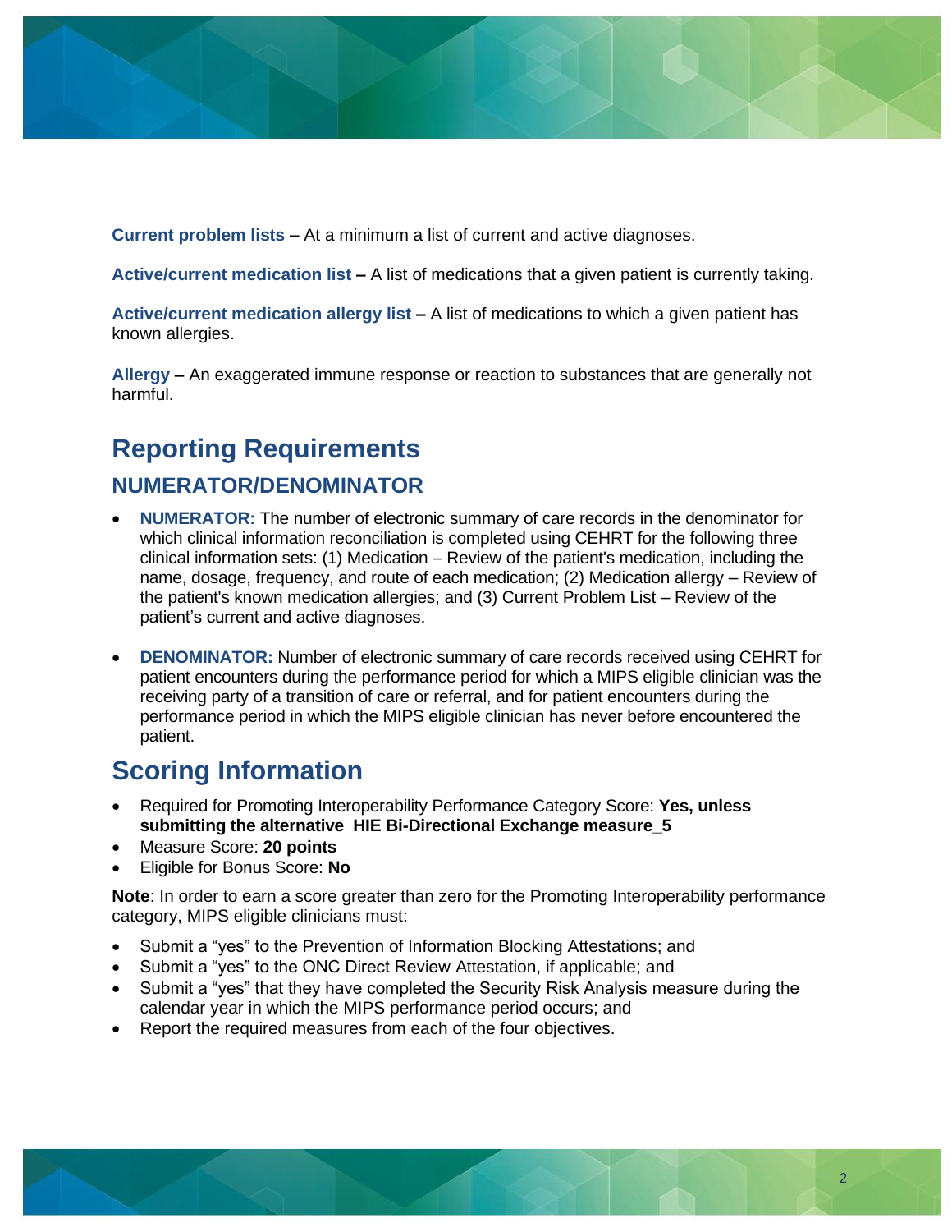**Current problem lists –** At a minimum a list of current and active diagnoses.

**Active/current medication list –** A list of medications that a given patient is currently taking.

**Active/current medication allergy list –** A list of medications to which a given patient has known allergies.

**Allergy –** An exaggerated immune response or reaction to substances that are generally not harmful.

# Reporting Requirements

## NUMERATOR/DENOMINATOR

- **NUMERATOR:** The number of electronic summary of care records in the denominator for which clinical information reconciliation is completed using CEHRT for the following three clinical information sets: (1) Medication – Review of the patient's medication, including the name, dosage, frequency, and route of each medication; (2) Medication allergy – Review of the patient's known medication allergies; and (3) Current Problem List – Review of the patient's current and active diagnoses.

- **DENOMINATOR:** Number of electronic summary of care records received using CEHRT for patient encounters during the performance period for which a MIPS eligible clinician was the receiving party of a transition of care or referral, and for patient encounters during the performance period in which the MIPS eligible clinician has never before encountered the patient.

# Scoring Information

- Required for Promoting Interoperability Performance Category Score: **Yes, unless submitting the alternative HIE Bi-Directional Exchange measure_5**
- Measure Score: **20 points**
- Eligible for Bonus Score: **No**

**Note**: In order to earn a score greater than zero for the Promoting Interoperability performance category, MIPS eligible clinicians must:

- Submit a "yes" to the Prevention of Information Blocking Attestations; and
- Submit a "yes" to the ONC Direct Review Attestation, if applicable; and
- Submit a "yes" that they have completed the Security Risk Analysis measure during the calendar year in which the MIPS performance period occurs; and
- Report the required measures from each of the four objectives.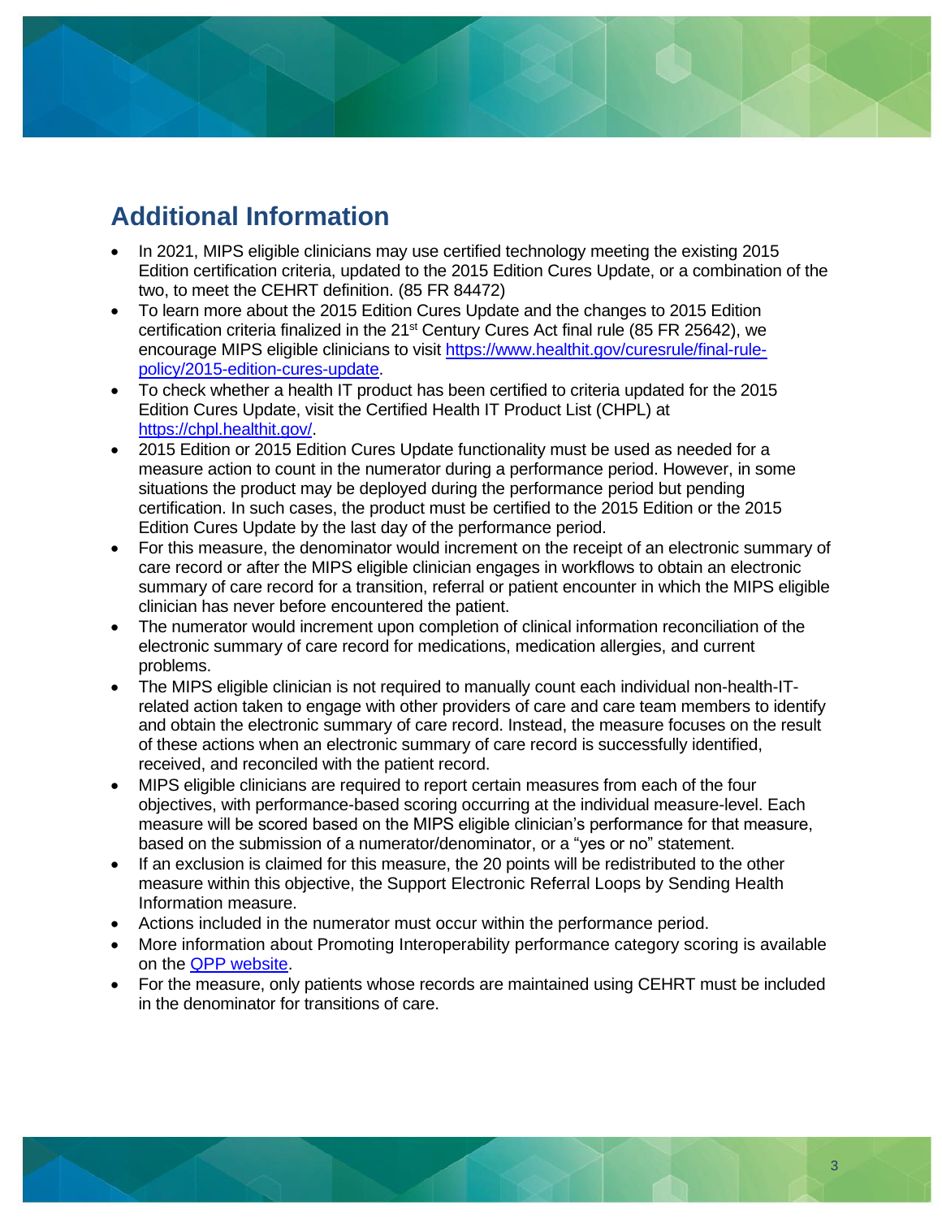## Additional Information

- In 2021, MIPS eligible clinicians may use certified technology meeting the existing 2015 Edition certification criteria, updated to the 2015 Edition Cures Update, or a combination of the two, to meet the CEHRT definition. (85 FR 84472)
- To learn more about the 2015 Edition Cures Update and the changes to 2015 Edition certification criteria finalized in the 21st Century Cures Act final rule (85 FR 25642), we encourage MIPS eligible clinicians to visit [https://www.healthit.gov/curesrule/final-rule-policy/2015-edition-cures-update](https://www.healthit.gov/curesrule/final-rule-policy/2015-edition-cures-update).
- To check whether a health IT product has been certified to criteria updated for the 2015 Edition Cures Update, visit the Certified Health IT Product List (CHPL) at [https://chpl.healthit.gov/](https://chpl.healthit.gov/).
- 2015 Edition or 2015 Edition Cures Update functionality must be used as needed for a measure action to count in the numerator during a performance period. However, in some situations the product may be deployed during the performance period but pending certification. In such cases, the product must be certified to the 2015 Edition or the 2015 Edition Cures Update by the last day of the performance period.
- For this measure, the denominator would increment on the receipt of an electronic summary of care record or after the MIPS eligible clinician engages in workflows to obtain an electronic summary of care record for a transition, referral or patient encounter in which the MIPS eligible clinician has never before encountered the patient.
- The numerator would increment upon completion of clinical information reconciliation of the electronic summary of care record for medications, medication allergies, and current problems.
- The MIPS eligible clinician is not required to manually count each individual non-health-IT-related action taken to engage with other providers of care and care team members to identify and obtain the electronic summary of care record. Instead, the measure focuses on the result of these actions when an electronic summary of care record is successfully identified, received, and reconciled with the patient record.
- MIPS eligible clinicians are required to report certain measures from each of the four objectives, with performance-based scoring occurring at the individual measure-level. Each measure will be scored based on the MIPS eligible clinician's performance for that measure, based on the submission of a numerator/denominator, or a "yes or no" statement.
- If an exclusion is claimed for this measure, the 20 points will be redistributed to the other measure within this objective, the Support Electronic Referral Loops by Sending Health Information measure.
- Actions included in the numerator must occur within the performance period.
- More information about Promoting Interoperability performance category scoring is available on the QPP website.
- For the measure, only patients whose records are maintained using CEHRT must be included in the denominator for transitions of care.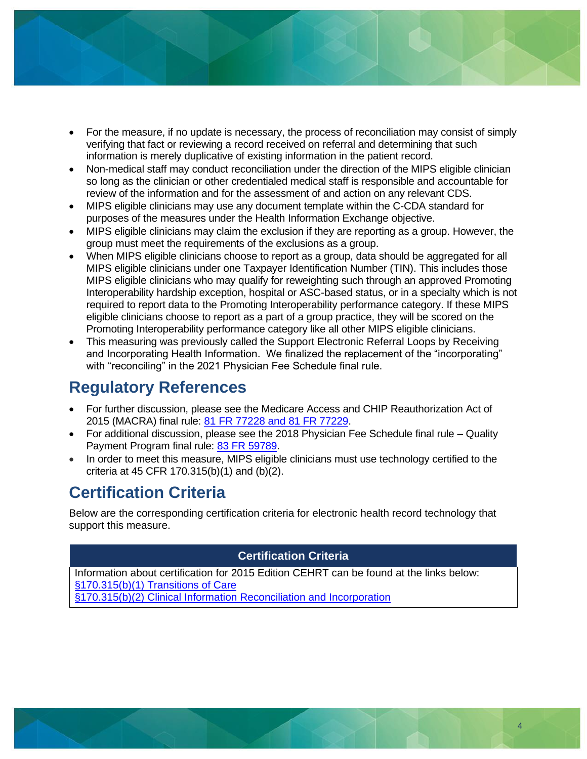- For the measure, if no update is necessary, the process of reconciliation may consist of simply verifying that fact or reviewing a record received on referral and determining that such information is merely duplicative of existing information in the patient record.
- Non-medical staff may conduct reconciliation under the direction of the MIPS eligible clinician so long as the clinician or other credentialed medical staff is responsible and accountable for review of the information and for the assessment of and action on any relevant CDS.
- MIPS eligible clinicians may use any document template within the C-CDA standard for purposes of the measures under the Health Information Exchange objective.
- MIPS eligible clinicians may claim the exclusion if they are reporting as a group. However, the group must meet the requirements of the exclusions as a group.
- When MIPS eligible clinicians choose to report as a group, data should be aggregated for all MIPS eligible clinicians under one Taxpayer Identification Number (TIN). This includes those MIPS eligible clinicians who may qualify for reweighting such through an approved Promoting Interoperability hardship exception, hospital or ASC-based status, or in a specialty which is not required to report data to the Promoting Interoperability performance category. If these MIPS eligible clinicians choose to report as a part of a group practice, they will be scored on the Promoting Interoperability performance category like all other MIPS eligible clinicians.
- This measuring was previously called the Support Electronic Referral Loops by Receiving and Incorporating Health Information. We finalized the replacement of the "incorporating" with "reconciling" in the 2021 Physician Fee Schedule final rule.

## Regulatory References

- For further discussion, please see the Medicare Access and CHIP Reauthorization Act of 2015 (MACRA) final rule: 81 FR 77228 and 81 FR 77229.
- For additional discussion, please see the 2018 Physician Fee Schedule final rule – Quality Payment Program final rule: 83 FR 59789.
- In order to meet this measure, MIPS eligible clinicians must use technology certified to the criteria at 45 CFR 170.315(b)(1) and (b)(2).

## Certification Criteria

Below are the corresponding certification criteria for electronic health record technology that support this measure.

| Certification Criteria |
|---|
| Information about certification for 2015 Edition CEHRT can be found at the links below:<br>§170.315(b)(1) Transitions of Care<br>§170.315(b)(2) Clinical Information Reconciliation and Incorporation |